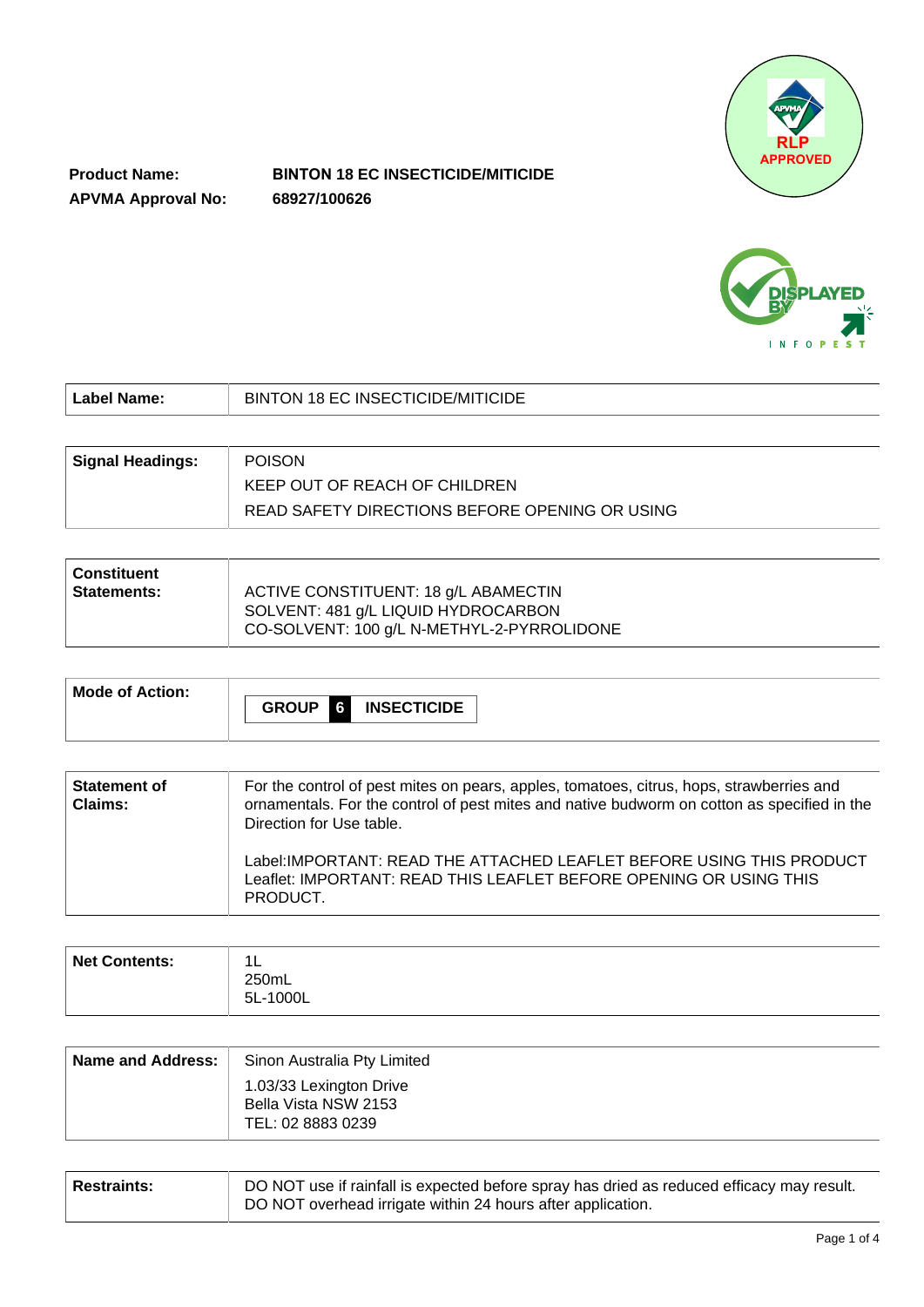**Product Name:** **BINTON 18 EC INSECTICIDE/MITICIDE**

**APVMA Approval No:** **68927/100626**

RLP APPROVED

DISPLAYED BY INFOPEST

| | |
|---|---|
| **Label Name:** | BINTON 18 EC INSECTICIDE/MITICIDE |

| | |
|---|---|
| **Signal Headings:** | POISON<br>KEEP OUT OF REACH OF CHILDREN<br>READ SAFETY DIRECTIONS BEFORE OPENING OR USING |

| | |
|---|---|
| **Constituent Statements:** | ACTIVE CONSTITUENT: 18 g/L ABAMECTIN<br>SOLVENT: 481 g/L LIQUID HYDROCARBON<br>CO-SOLVENT: 100 g/L N-METHYL-2-PYRROLIDONE |

| | |
|---|---|
| **Mode of Action:** | **GROUP 6 INSECTICIDE** |

| | |
|---|---|
| **Statement of Claims:** | For the control of pest mites on pears, apples, tomatoes, citrus, hops, strawberries and ornamentals. For the control of pest mites and native budworm on cotton as specified in the Direction for Use table.<br><br>Label:IMPORTANT: READ THE ATTACHED LEAFLET BEFORE USING THIS PRODUCT<br>Leaflet: IMPORTANT: READ THIS LEAFLET BEFORE OPENING OR USING THIS PRODUCT. |

| | |
|---|---|
| **Net Contents:** | 1L<br>250mL<br>5L-1000L |

| | |
|---|---|
| **Name and Address:** | Sinon Australia Pty Limited<br>1.03/33 Lexington Drive<br>Bella Vista NSW 2153<br>TEL: 02 8883 0239 |

| | |
|---|---|
| **Restraints:** | DO NOT use if rainfall is expected before spray has dried as reduced efficacy may result.<br>DO NOT overhead irrigate within 24 hours after application. |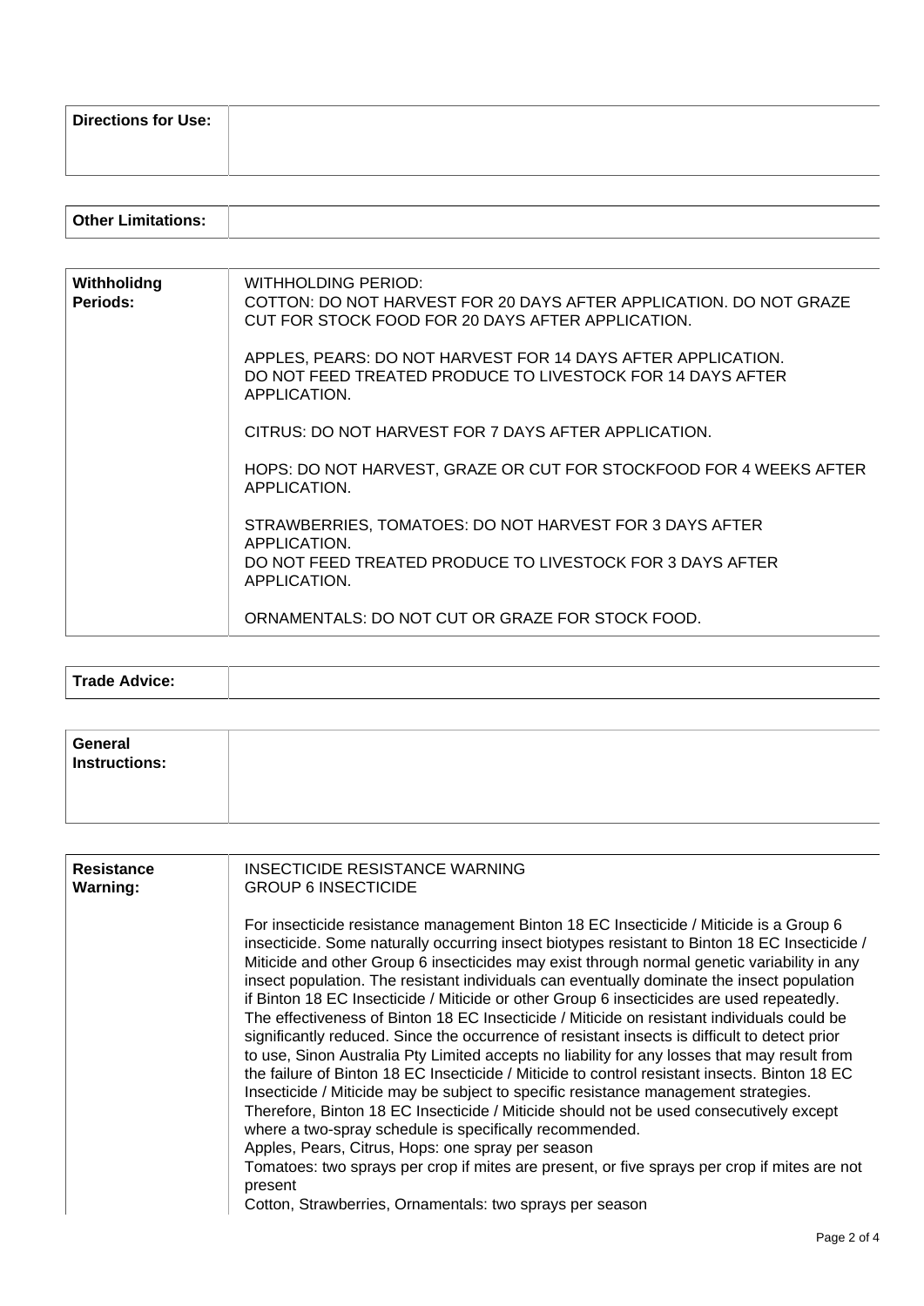| **Directions for Use:** | |
|---|---|

| **Other Limitations:** | |
|---|---|

| **Withholidng Periods:** | WITHHOLDING PERIOD:<br>COTTON: DO NOT HARVEST FOR 20 DAYS AFTER APPLICATION. DO NOT GRAZE CUT FOR STOCK FOOD FOR 20 DAYS AFTER APPLICATION.<br><br>APPLES, PEARS: DO NOT HARVEST FOR 14 DAYS AFTER APPLICATION. DO NOT FEED TREATED PRODUCE TO LIVESTOCK FOR 14 DAYS AFTER APPLICATION.<br><br>CITRUS: DO NOT HARVEST FOR 7 DAYS AFTER APPLICATION.<br><br>HOPS: DO NOT HARVEST, GRAZE OR CUT FOR STOCKFOOD FOR 4 WEEKS AFTER APPLICATION.<br><br>STRAWBERRIES, TOMATOES: DO NOT HARVEST FOR 3 DAYS AFTER APPLICATION.<br>DO NOT FEED TREATED PRODUCE TO LIVESTOCK FOR 3 DAYS AFTER APPLICATION.<br><br>ORNAMENTALS: DO NOT CUT OR GRAZE FOR STOCK FOOD. |
|---|---|

| **Trade Advice:** | |
|---|---|

| **General Instructions:** | |
|---|---|

| **Resistance Warning:** | INSECTICIDE RESISTANCE WARNING<br>GROUP 6 INSECTICIDE<br><br>For insecticide resistance management Binton 18 EC Insecticide / Miticide is a Group 6 insecticide. Some naturally occurring insect biotypes resistant to Binton 18 EC Insecticide / Miticide and other Group 6 insecticides may exist through normal genetic variability in any insect population. The resistant individuals can eventually dominate the insect population if Binton 18 EC Insecticide / Miticide or other Group 6 insecticides are used repeatedly. The effectiveness of Binton 18 EC Insecticide / Miticide on resistant individuals could be significantly reduced. Since the occurrence of resistant insects is difficult to detect prior to use, Sinon Australia Pty Limited accepts no liability for any losses that may result from the failure of Binton 18 EC Insecticide / Miticide to control resistant insects. Binton 18 EC Insecticide / Miticide may be subject to specific resistance management strategies. Therefore, Binton 18 EC Insecticide / Miticide should not be used consecutively except where a two-spray schedule is specifically recommended.<br>Apples, Pears, Citrus, Hops: one spray per season<br>Tomatoes: two sprays per crop if mites are present, or five sprays per crop if mites are not present<br>Cotton, Strawberries, Ornamentals: two sprays per season |
|---|---|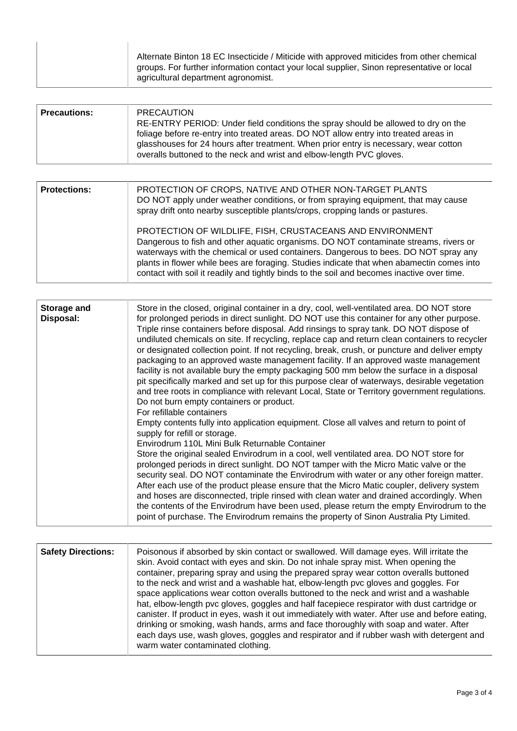| | |
|---|---|
| | Alternate Binton 18 EC Insecticide / Miticide with approved miticides from other chemical groups. For further information contact your local supplier, Sinon representative or local agricultural department agronomist. |

| | |
|---|---|
| **Precautions:** | PRECAUTION<br>RE-ENTRY PERIOD: Under field conditions the spray should be allowed to dry on the foliage before re-entry into treated areas. DO NOT allow entry into treated areas in glasshouses for 24 hours after treatment. When prior entry is necessary, wear cotton overalls buttoned to the neck and wrist and elbow-length PVC gloves. |

| | |
|---|---|
| **Protections:** | PROTECTION OF CROPS, NATIVE AND OTHER NON-TARGET PLANTS<br>DO NOT apply under weather conditions, or from spraying equipment, that may cause spray drift onto nearby susceptible plants/crops, cropping lands or pastures.<br><br>PROTECTION OF WILDLIFE, FISH, CRUSTACEANS AND ENVIRONMENT<br>Dangerous to fish and other aquatic organisms. DO NOT contaminate streams, rivers or waterways with the chemical or used containers. Dangerous to bees. DO NOT spray any plants in flower while bees are foraging. Studies indicate that when abamectin comes into contact with soil it readily and tightly binds to the soil and becomes inactive over time. |

| | |
|---|---|
| **Storage and Disposal:** | Store in the closed, original container in a dry, cool, well-ventilated area. DO NOT store for prolonged periods in direct sunlight. DO NOT use this container for any other purpose. Triple rinse containers before disposal. Add rinsings to spray tank. DO NOT dispose of undiluted chemicals on site. If recycling, replace cap and return clean containers to recycler or designated collection point. If not recycling, break, crush, or puncture and deliver empty packaging to an approved waste management facility. If an approved waste management facility is not available bury the empty packaging 500 mm below the surface in a disposal pit specifically marked and set up for this purpose clear of waterways, desirable vegetation and tree roots in compliance with relevant Local, State or Territory government regulations. Do not burn empty containers or product.<br>For refillable containers<br>Empty contents fully into application equipment. Close all valves and return to point of supply for refill or storage.<br>Envirodrum 110L Mini Bulk Returnable Container<br>Store the original sealed Envirodrum in a cool, well ventilated area. DO NOT store for prolonged periods in direct sunlight. DO NOT tamper with the Micro Matic valve or the security seal. DO NOT contaminate the Envirodrum with water or any other foreign matter. After each use of the product please ensure that the Micro Matic coupler, delivery system and hoses are disconnected, triple rinsed with clean water and drained accordingly. When the contents of the Envirodrum have been used, please return the empty Envirodrum to the point of purchase. The Envirodrum remains the property of Sinon Australia Pty Limited. |

| | |
|---|---|
| **Safety Directions:** | Poisonous if absorbed by skin contact or swallowed. Will damage eyes. Will irritate the skin. Avoid contact with eyes and skin. Do not inhale spray mist. When opening the container, preparing spray and using the prepared spray wear cotton overalls buttoned to the neck and wrist and a washable hat, elbow-length pvc gloves and goggles. For space applications wear cotton overalls buttoned to the neck and wrist and a washable hat, elbow-length pvc gloves, goggles and half facepiece respirator with dust cartridge or canister. If product in eyes, wash it out immediately with water. After use and before eating, drinking or smoking, wash hands, arms and face thoroughly with soap and water. After each days use, wash gloves, goggles and respirator and if rubber wash with detergent and warm water contaminated clothing. |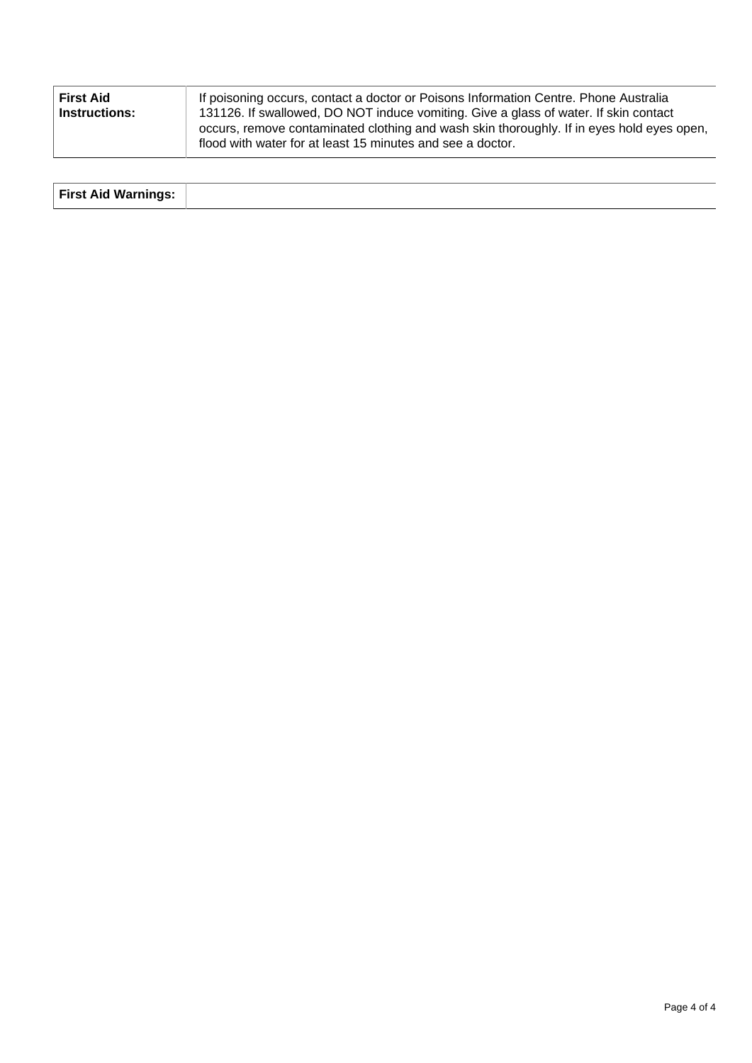| First Aid Instructions: | If poisoning occurs, contact a doctor or Poisons Information Centre. Phone Australia 131126. If swallowed, DO NOT induce vomiting. Give a glass of water. If skin contact occurs, remove contaminated clothing and wash skin thoroughly. If in eyes hold eyes open, flood with water for at least 15 minutes and see a doctor. |
|---|---|

| First Aid Warnings: | |
|---|---|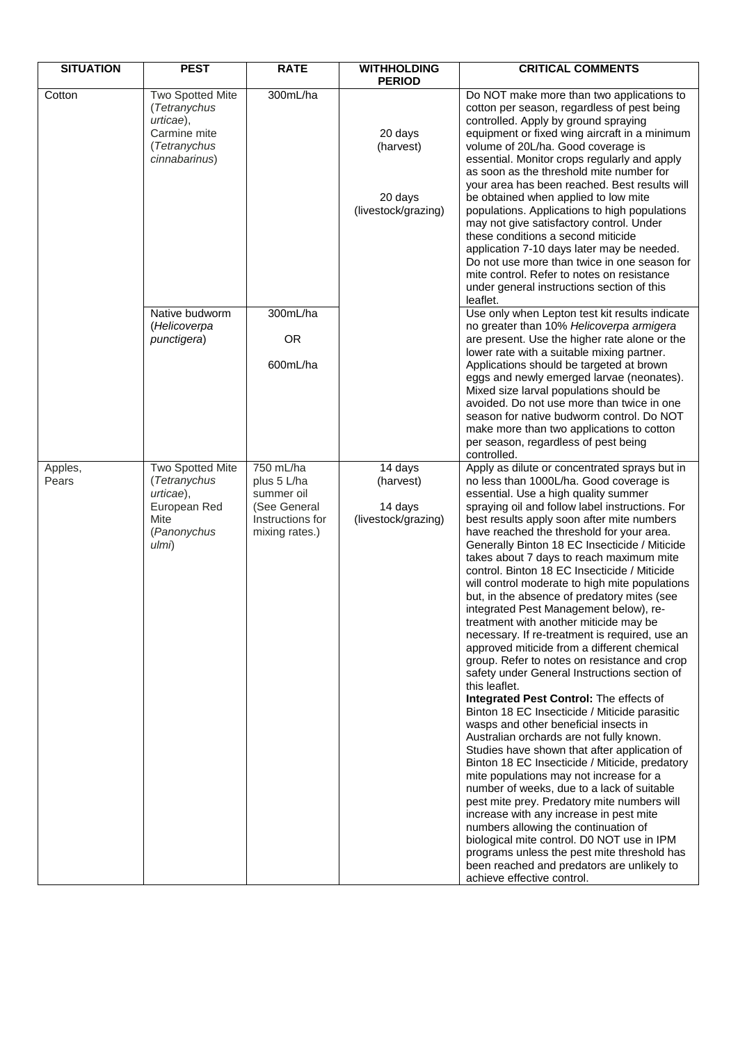| SITUATION | PEST | RATE | WITHHOLDING PERIOD | CRITICAL COMMENTS |
|---|---|---|---|---|
| Cotton | Two Spotted Mite (*Tetranychus urticae*), Carmine mite (*Tetranychus cinnabarinus*) | 300mL/ha | 20 days (harvest)<br><br>20 days (livestock/grazing) | Do NOT make more than two applications to cotton per season, regardless of pest being controlled. Apply by ground spraying equipment or fixed wing aircraft in a minimum volume of 20L/ha. Good coverage is essential. Monitor crops regularly and apply as soon as the threshold mite number for your area has been reached. Best results will be obtained when applied to low mite populations. Applications to high populations may not give satisfactory control. Under these conditions a second miticide application 7-10 days later may be needed. Do not use more than twice in one season for mite control. Refer to notes on resistance under general instructions section of this leaflet. |
| | Native budworm (*Helicoverpa punctigera*) | 300mL/ha<br><br>OR<br><br>600mL/ha | | Use only when Lepton test kit results indicate no greater than 10% *Helicoverpa armigera* are present. Use the higher rate alone or the lower rate with a suitable mixing partner. Applications should be targeted at brown eggs and newly emerged larvae (neonates). Mixed size larval populations should be avoided. Do not use more than twice in one season for native budworm control. Do NOT make more than two applications to cotton per season, regardless of pest being controlled. |
| Apples, Pears | Two Spotted Mite (*Tetranychus urticae*), European Red Mite (*Panonychus ulmi*) | 750 mL/ha plus 5 L/ha summer oil (See General Instructions for mixing rates.) | 14 days (harvest)<br><br>14 days (livestock/grazing) | Apply as dilute or concentrated sprays but in no less than 1000L/ha. Good coverage is essential. Use a high quality summer spraying oil and follow label instructions. For best results apply soon after mite numbers have reached the threshold for your area. Generally Binton 18 EC Insecticide / Miticide takes about 7 days to reach maximum mite control. Binton 18 EC Insecticide / Miticide will control moderate to high mite populations but, in the absence of predatory mites (see integrated Pest Management below), re-treatment with another miticide may be necessary. If re-treatment is required, use an approved miticide from a different chemical group. Refer to notes on resistance and crop safety under General Instructions section of this leaflet.<br>**Integrated Pest Control:** The effects of Binton 18 EC Insecticide / Miticide parasitic wasps and other beneficial insects in Australian orchards are not fully known. Studies have shown that after application of Binton 18 EC Insecticide / Miticide, predatory mite populations may not increase for a number of weeks, due to a lack of suitable pest mite prey. Predatory mite numbers will increase with any increase in pest mite numbers allowing the continuation of biological mite control. D0 NOT use in IPM programs unless the pest mite threshold has been reached and predators are unlikely to achieve effective control. |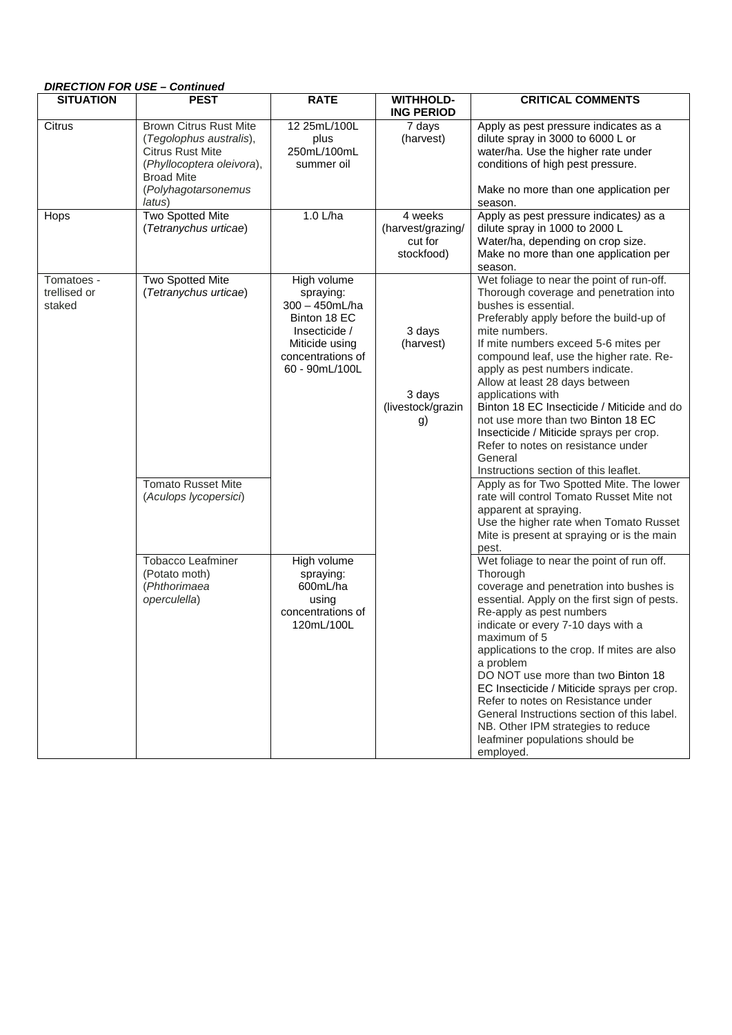***DIRECTION FOR USE – Continued***

| SITUATION | PEST | RATE | WITHHOLD-ING PERIOD | CRITICAL COMMENTS |
| --- | --- | --- | --- | --- |
| Citrus | Brown Citrus Rust Mite (*Tegolophus australis*), Citrus Rust Mite (*Phyllocoptera oleivora*), Broad Mite (*Polyhagotarsonemus latus*) | 12 25mL/100L plus 250mL/100mL summer oil | 7 days (harvest) | Apply as pest pressure indicates as a dilute spray in 3000 to 6000 L or water/ha. Use the higher rate under conditions of high pest pressure.<br><br>Make no more than one application per season. |
| Hops | Two Spotted Mite (*Tetranychus urticae*) | 1.0 L/ha | 4 weeks (harvest/grazing/ cut for stockfood) | Apply as pest pressure indicates) as a dilute spray in 1000 to 2000 L Water/ha, depending on crop size. Make no more than one application per season. |
| Tomatoes - trellised or staked | Two Spotted Mite (*Tetranychus urticae*) | High volume spraying: 300 – 450mL/ha Binton 18 EC Insecticide / Miticide using concentrations of 60 - 90mL/100L | 3 days (harvest)<br><br>3 days (livestock/grazing) | Wet foliage to near the point of run-off. Thorough coverage and penetration into bushes is essential. Preferably apply before the build-up of mite numbers. If mite numbers exceed 5-6 mites per compound leaf, use the higher rate. Re-apply as pest numbers indicate. Allow at least 28 days between applications with Binton 18 EC Insecticide / Miticide and do not use more than two Binton 18 EC Insecticide / Miticide sprays per crop. Refer to notes on resistance under General Instructions section of this leaflet. |
| | Tomato Russet Mite (*Aculops lycopersici*) | | | Apply as for Two Spotted Mite. The lower rate will control Tomato Russet Mite not apparent at spraying. Use the higher rate when Tomato Russet Mite is present at spraying or is the main pest. |
| | Tobacco Leafminer (Potato moth) (*Phthorimaea operculella*) | High volume spraying: 600mL/ha using concentrations of 120mL/100L | | Wet foliage to near the point of run off. Thorough coverage and penetration into bushes is essential. Apply on the first sign of pests. Re-apply as pest numbers indicate or every 7-10 days with a maximum of 5 applications to the crop. If mites are also a problem DO NOT use more than two Binton 18 EC Insecticide / Miticide sprays per crop. Refer to notes on Resistance under General Instructions section of this label. NB. Other IPM strategies to reduce leafminer populations should be employed. |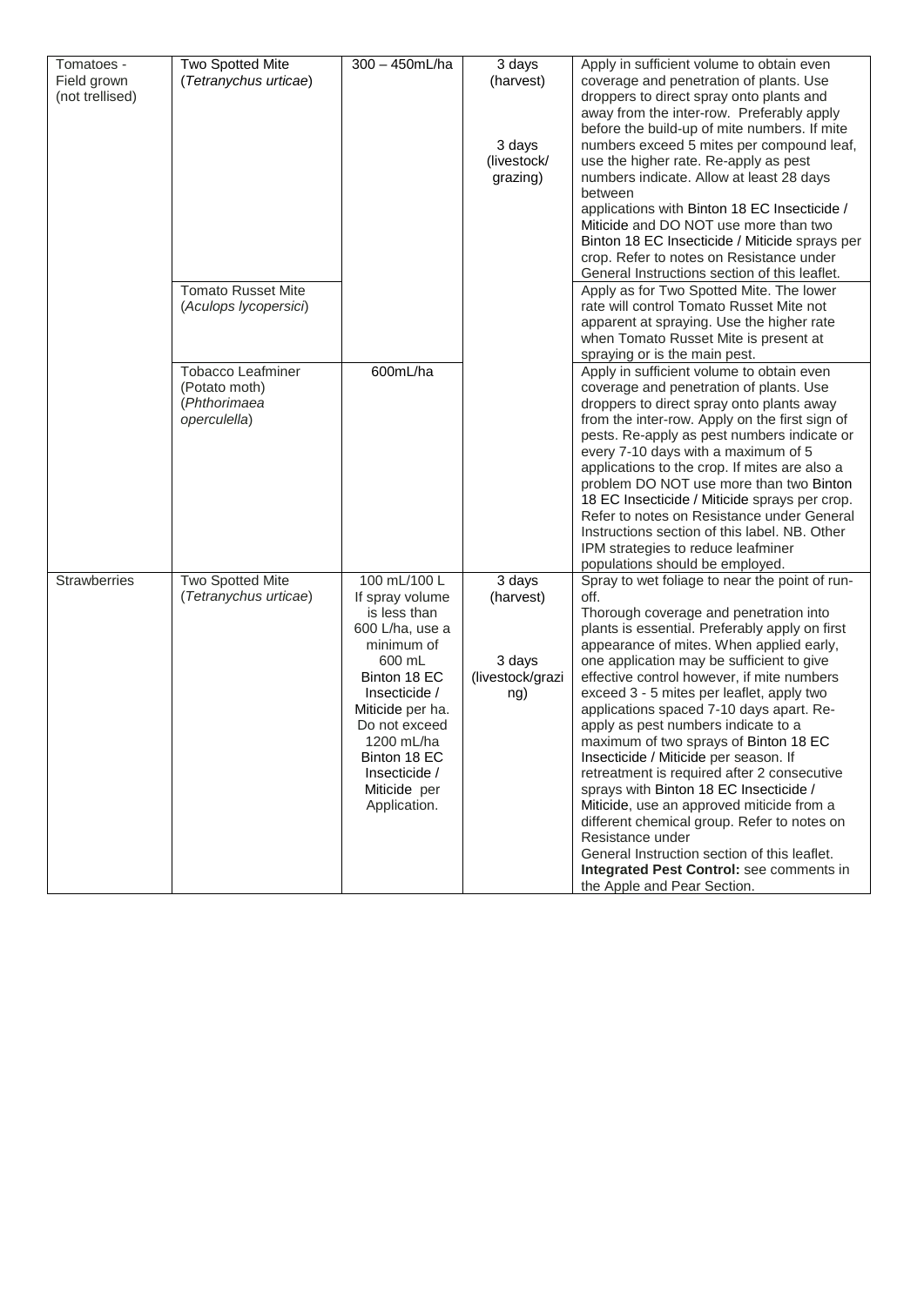| | | | | |
|---|---|---|---|---|
| Tomatoes - Field grown (not trellised) | Two Spotted Mite (*Tetranychus urticae*) | 300 – 450mL/ha | 3 days (harvest)<br><br>3 days (livestock/ grazing) | Apply in sufficient volume to obtain even coverage and penetration of plants. Use droppers to direct spray onto plants and away from the inter-row. Preferably apply before the build-up of mite numbers. If mite numbers exceed 5 mites per compound leaf, use the higher rate. Re-apply as pest numbers indicate. Allow at least 28 days between applications with Binton 18 EC Insecticide / Miticide and DO NOT use more than two Binton 18 EC Insecticide / Miticide sprays per crop. Refer to notes on Resistance under General Instructions section of this leaflet. |
| | Tomato Russet Mite (*Aculops lycopersici*) | | | Apply as for Two Spotted Mite. The lower rate will control Tomato Russet Mite not apparent at spraying. Use the higher rate when Tomato Russet Mite is present at spraying or is the main pest. |
| | Tobacco Leafminer (Potato moth) (*Phthorimaea operculella*) | 600mL/ha | | Apply in sufficient volume to obtain even coverage and penetration of plants. Use droppers to direct spray onto plants away from the inter-row. Apply on the first sign of pests. Re-apply as pest numbers indicate or every 7-10 days with a maximum of 5 applications to the crop. If mites are also a problem DO NOT use more than two Binton 18 EC Insecticide / Miticide sprays per crop. Refer to notes on Resistance under General Instructions section of this label. NB. Other IPM strategies to reduce leafminer populations should be employed. |
| Strawberries | Two Spotted Mite (*Tetranychus urticae*) | 100 mL/100 L If spray volume is less than 600 L/ha, use a minimum of 600 mL Binton 18 EC Insecticide / Miticide per ha. Do not exceed 1200 mL/ha Binton 18 EC Insecticide / Miticide per Application. | 3 days (harvest)<br><br>3 days (livestock/grazing) | Spray to wet foliage to near the point of run-off.<br>Thorough coverage and penetration into plants is essential. Preferably apply on first appearance of mites. When applied early, one application may be sufficient to give effective control however, if mite numbers exceed 3 - 5 mites per leaflet, apply two applications spaced 7-10 days apart. Re-apply as pest numbers indicate to a maximum of two sprays of Binton 18 EC Insecticide / Miticide per season. If retreatment is required after 2 consecutive sprays with Binton 18 EC Insecticide / Miticide, use an approved miticide from a different chemical group. Refer to notes on Resistance under General Instruction section of this leaflet.<br>**Integrated Pest Control:** see comments in the Apple and Pear Section. |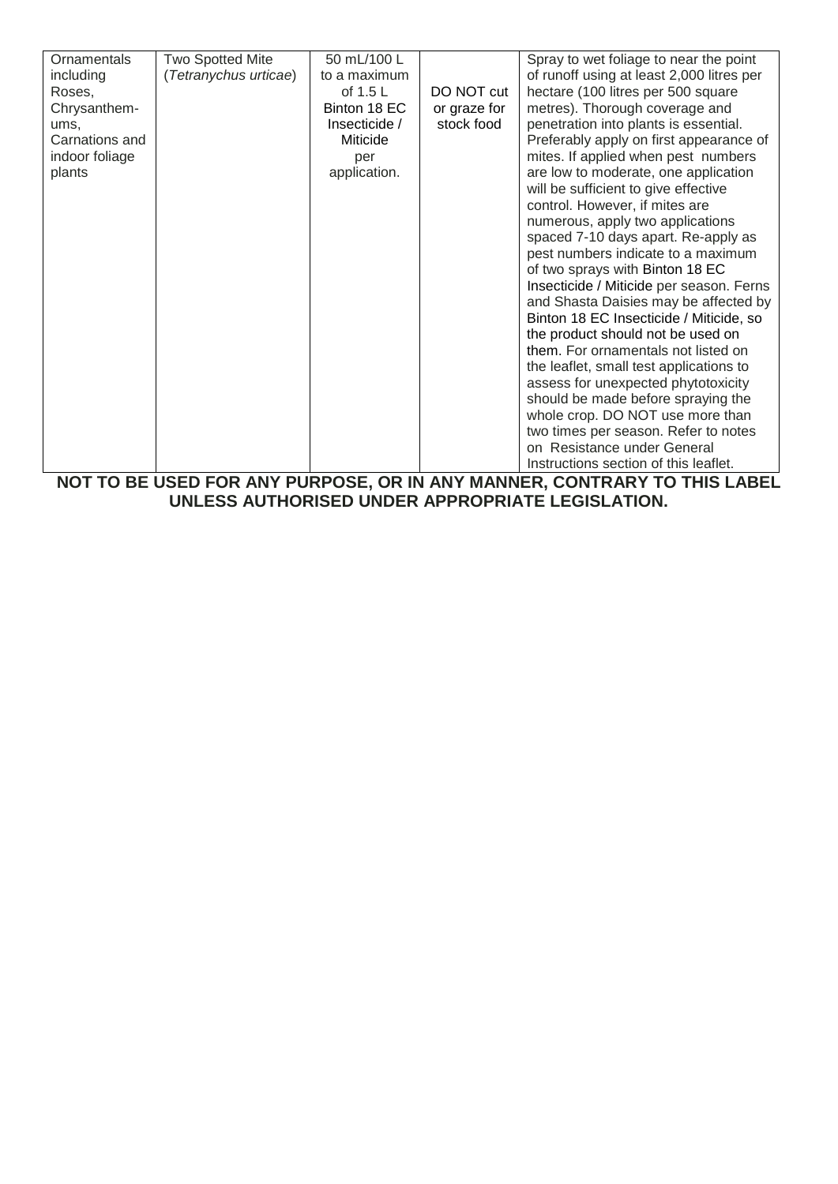| Ornamentals including Roses, Chrysanthem-ums, Carnations and indoor foliage plants | Two Spotted Mite (*Tetranychus urticae*) | 50 mL/100 L to a maximum of 1.5 L Binton 18 EC Insecticide / Miticide per application. | DO NOT cut or graze for stock food | Spray to wet foliage to near the point of runoff using at least 2,000 litres per hectare (100 litres per 500 square metres). Thorough coverage and penetration into plants is essential. Preferably apply on first appearance of mites. If applied when pest numbers are low to moderate, one application will be sufficient to give effective control. However, if mites are numerous, apply two applications spaced 7-10 days apart. Re-apply as pest numbers indicate to a maximum of two sprays with Binton 18 EC Insecticide / Miticide per season. Ferns and Shasta Daisies may be affected by Binton 18 EC Insecticide / Miticide, so the product should not be used on them. For ornamentals not listed on the leaflet, small test applications to assess for unexpected phytotoxicity should be made before spraying the whole crop. DO NOT use more than two times per season. Refer to notes on Resistance under General Instructions section of this leaflet. |
|---|---|---|---|---|

**NOT TO BE USED FOR ANY PURPOSE, OR IN ANY MANNER, CONTRARY TO THIS LABEL UNLESS AUTHORISED UNDER APPROPRIATE LEGISLATION.**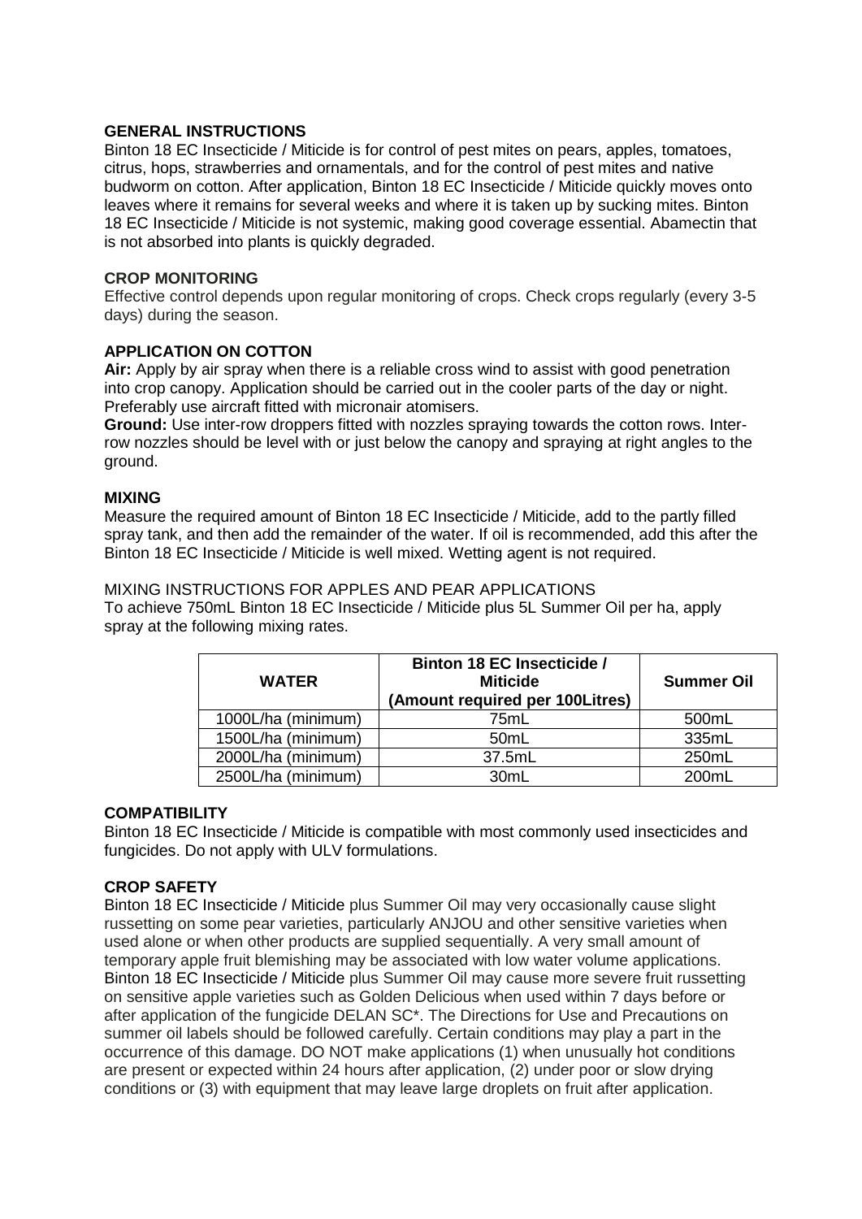## GENERAL INSTRUCTIONS

Binton 18 EC Insecticide / Miticide is for control of pest mites on pears, apples, tomatoes, citrus, hops, strawberries and ornamentals, and for the control of pest mites and native budworm on cotton. After application, Binton 18 EC Insecticide / Miticide quickly moves onto leaves where it remains for several weeks and where it is taken up by sucking mites. Binton 18 EC Insecticide / Miticide is not systemic, making good coverage essential. Abamectin that is not absorbed into plants is quickly degraded.

## CROP MONITORING

Effective control depends upon regular monitoring of crops. Check crops regularly (every 3-5 days) during the season.

## APPLICATION ON COTTON

**Air:** Apply by air spray when there is a reliable cross wind to assist with good penetration into crop canopy. Application should be carried out in the cooler parts of the day or night. Preferably use aircraft fitted with micronair atomisers.

**Ground:** Use inter-row droppers fitted with nozzles spraying towards the cotton rows. Inter-row nozzles should be level with or just below the canopy and spraying at right angles to the ground.

## MIXING

Measure the required amount of Binton 18 EC Insecticide / Miticide, add to the partly filled spray tank, and then add the remainder of the water. If oil is recommended, add this after the Binton 18 EC Insecticide / Miticide is well mixed. Wetting agent is not required.

MIXING INSTRUCTIONS FOR APPLES AND PEAR APPLICATIONS

To achieve 750mL Binton 18 EC Insecticide / Miticide plus 5L Summer Oil per ha, apply spray at the following mixing rates.

| WATER | Binton 18 EC Insecticide / Miticide (Amount required per 100Litres) | Summer Oil |
|---|---|---|
| 1000L/ha (minimum) | 75mL | 500mL |
| 1500L/ha (minimum) | 50mL | 335mL |
| 2000L/ha (minimum) | 37.5mL | 250mL |
| 2500L/ha (minimum) | 30mL | 200mL |

## COMPATIBILITY

Binton 18 EC Insecticide / Miticide is compatible with most commonly used insecticides and fungicides. Do not apply with ULV formulations.

## CROP SAFETY

Binton 18 EC Insecticide / Miticide plus Summer Oil may very occasionally cause slight russetting on some pear varieties, particularly ANJOU and other sensitive varieties when used alone or when other products are supplied sequentially. A very small amount of temporary apple fruit blemishing may be associated with low water volume applications. Binton 18 EC Insecticide / Miticide plus Summer Oil may cause more severe fruit russetting on sensitive apple varieties such as Golden Delicious when used within 7 days before or after application of the fungicide DELAN SC*. The Directions for Use and Precautions on summer oil labels should be followed carefully. Certain conditions may play a part in the occurrence of this damage. DO NOT make applications (1) when unusually hot conditions are present or expected within 24 hours after application, (2) under poor or slow drying conditions or (3) with equipment that may leave large droplets on fruit after application.